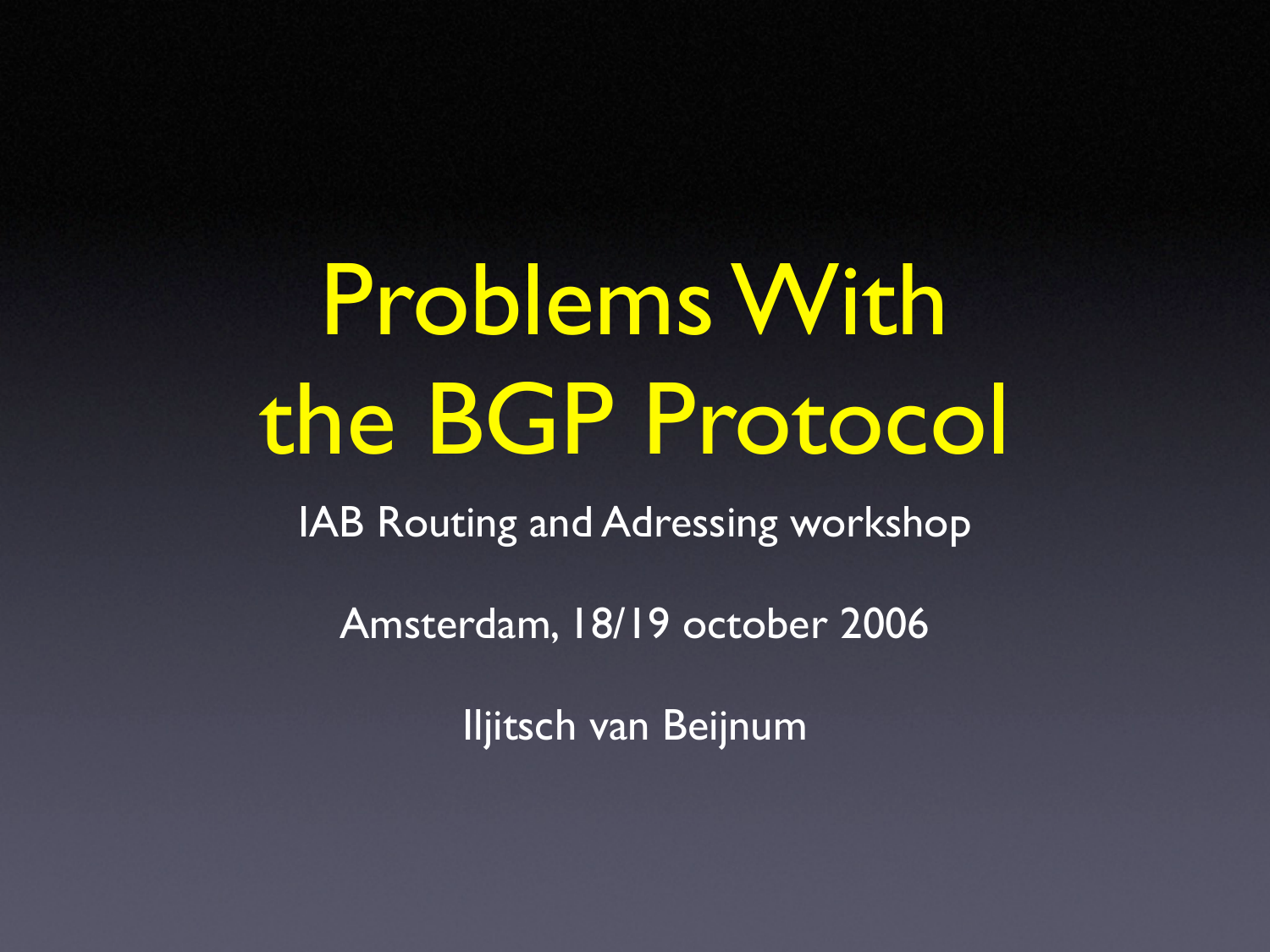# Problems With the BGP Protocol

IAB Routing and Adressing workshop

Amsterdam, 18/19 october 2006

Iljitsch van Beijnum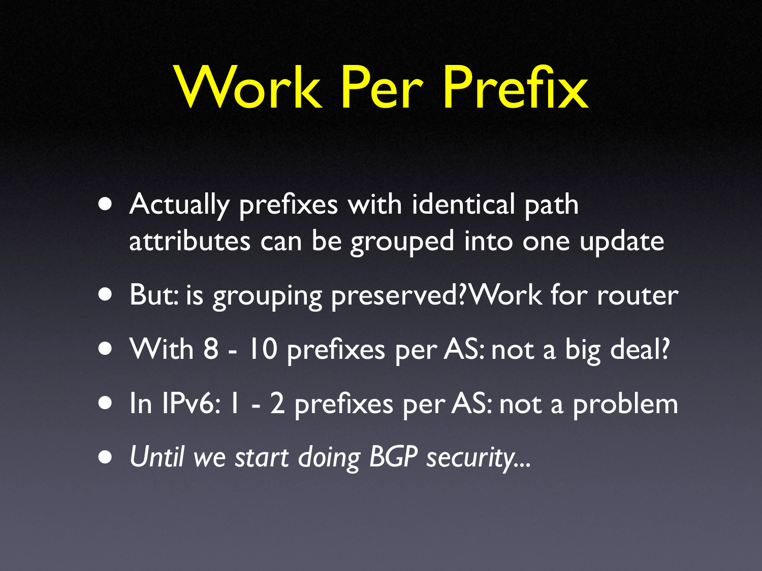# Work Per Prefix

- Actually prefixes with identical path attributes can be grouped into one update
- But: is grouping preserved? Work for router
- With 8 - 10 prefixes per AS: not a big deal?
- In IPv6: 1 - 2 prefixes per AS: not a problem
- *Until we start doing BGP security...*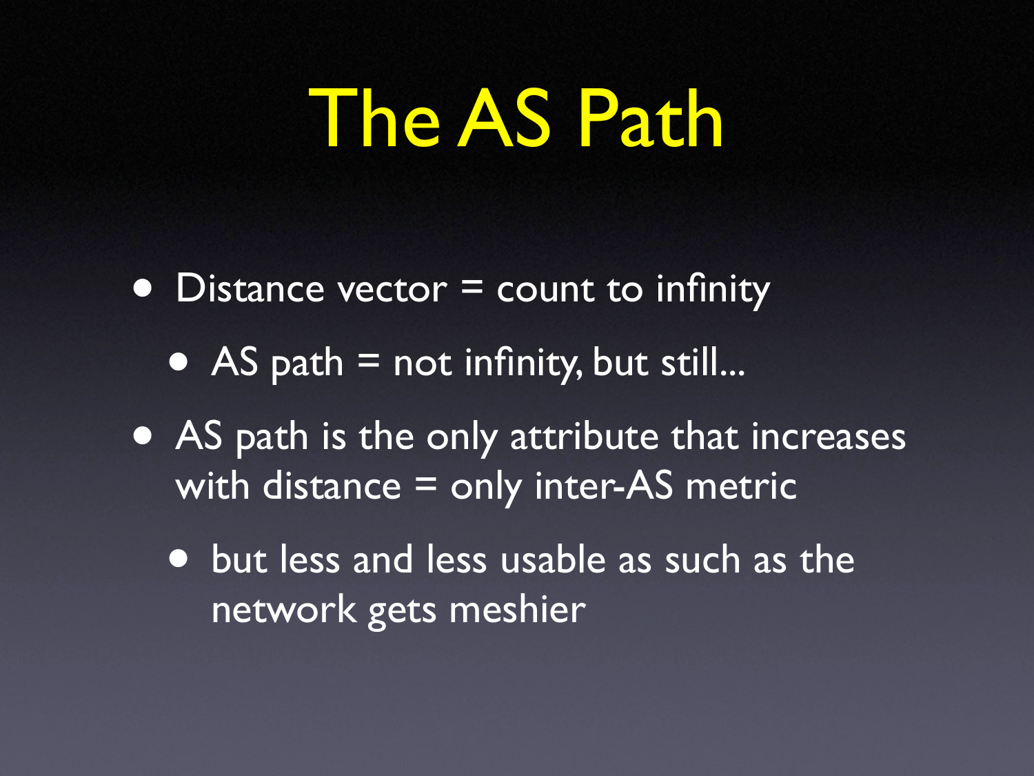# The AS Path

- Distance vector = count to infinity
  - AS path = not infinity, but still...
- AS path is the only attribute that increases with distance = only inter-AS metric
  - but less and less usable as such as the network gets meshier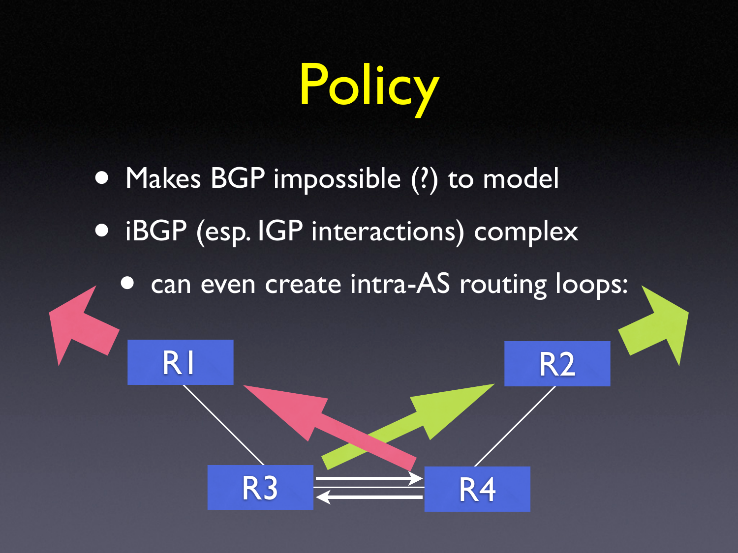# Policy

- Makes BGP impossible (?) to model
- iBGP (esp. IGP interactions) complex
  - can even create intra-AS routing loops:

R1

R2

R3

R4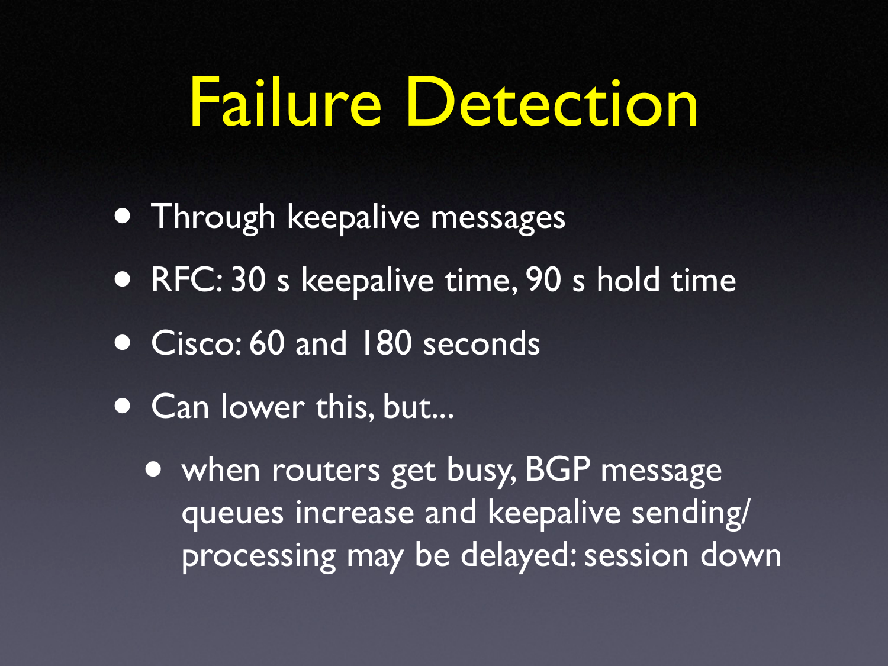# Failure Detection

- Through keepalive messages
- RFC: 30 s keepalive time, 90 s hold time
- Cisco: 60 and 180 seconds
- Can lower this, but...
  - when routers get busy, BGP message queues increase and keepalive sending/processing may be delayed: session down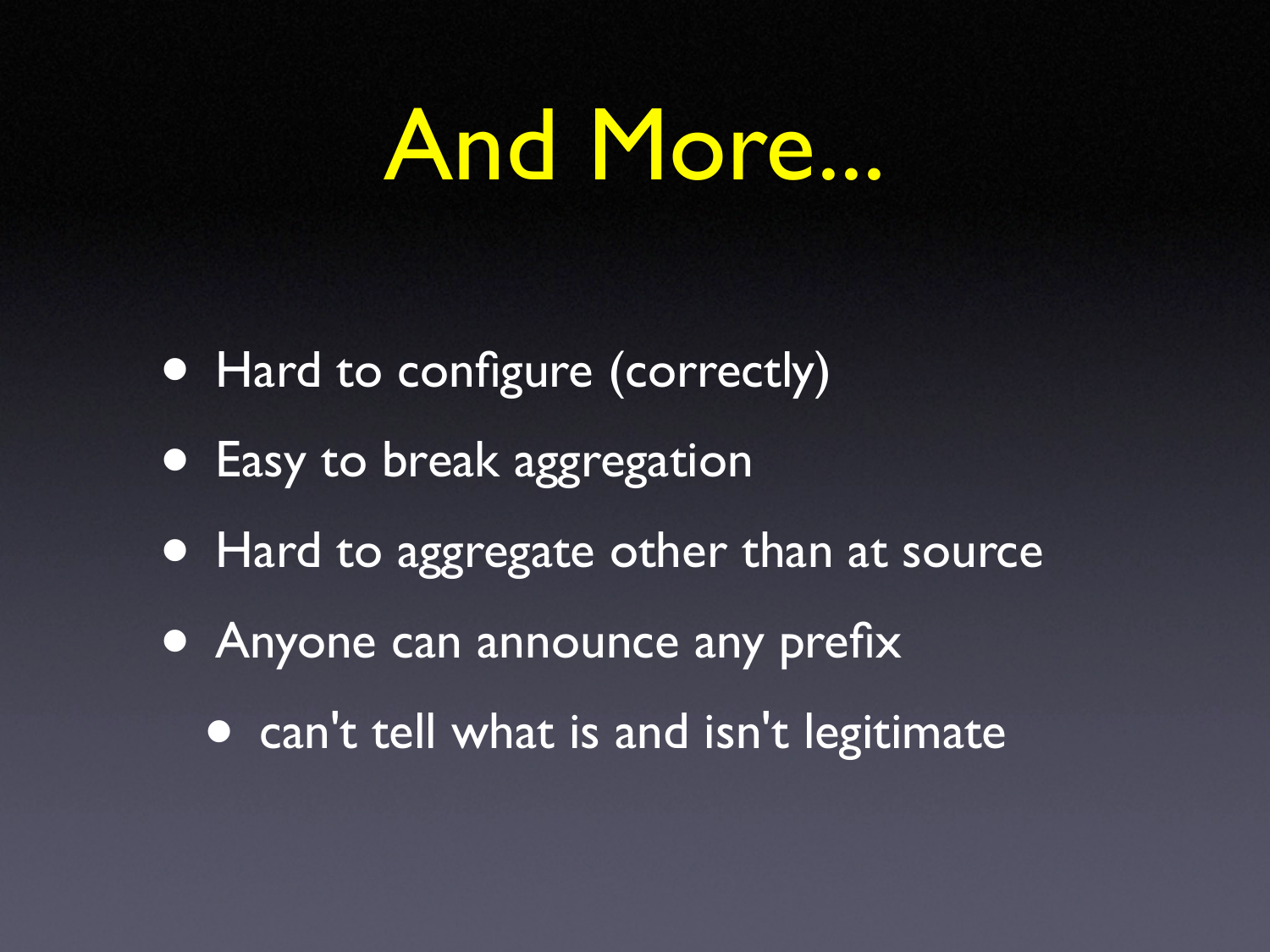# And More...

- Hard to configure (correctly)
- Easy to break aggregation
- Hard to aggregate other than at source
- Anyone can announce any prefix
  - can't tell what is and isn't legitimate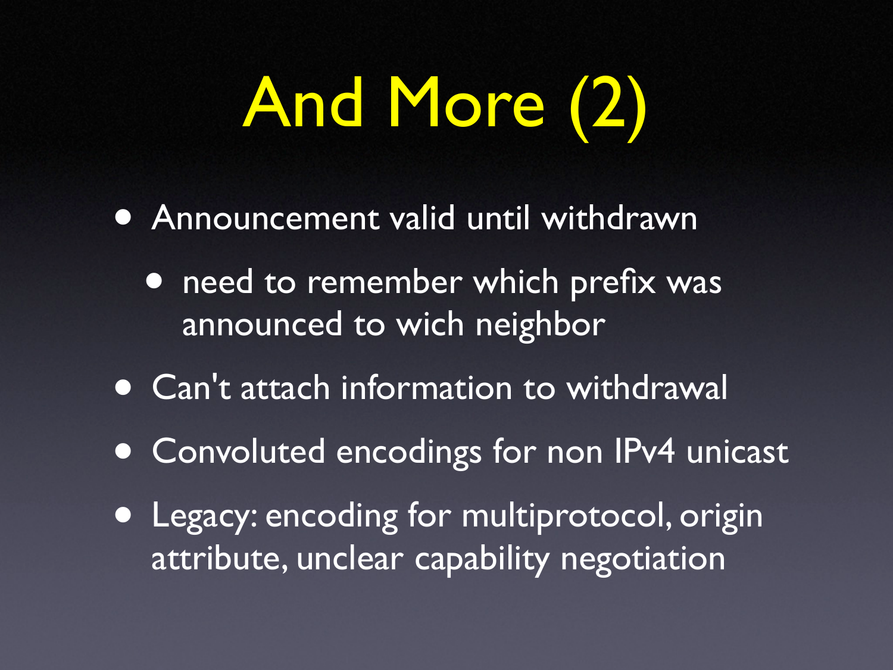# And More (2)

- Announcement valid until withdrawn
  - need to remember which prefix was announced to wich neighbor
- Can't attach information to withdrawal
- Convoluted encodings for non IPv4 unicast
- Legacy: encoding for multiprotocol, origin attribute, unclear capability negotiation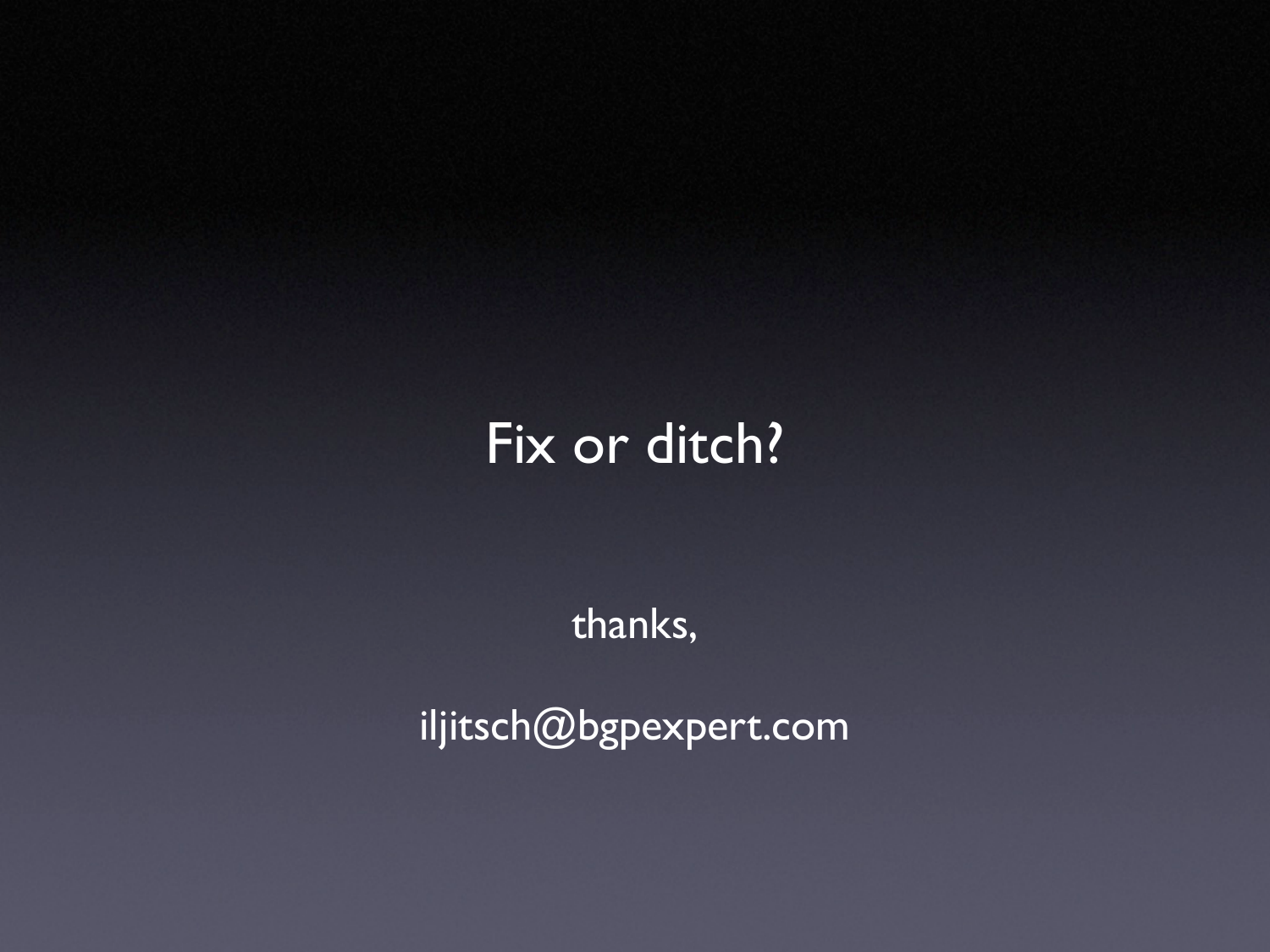Fix or ditch?

thanks,

iljitsch@bgpexpert.com